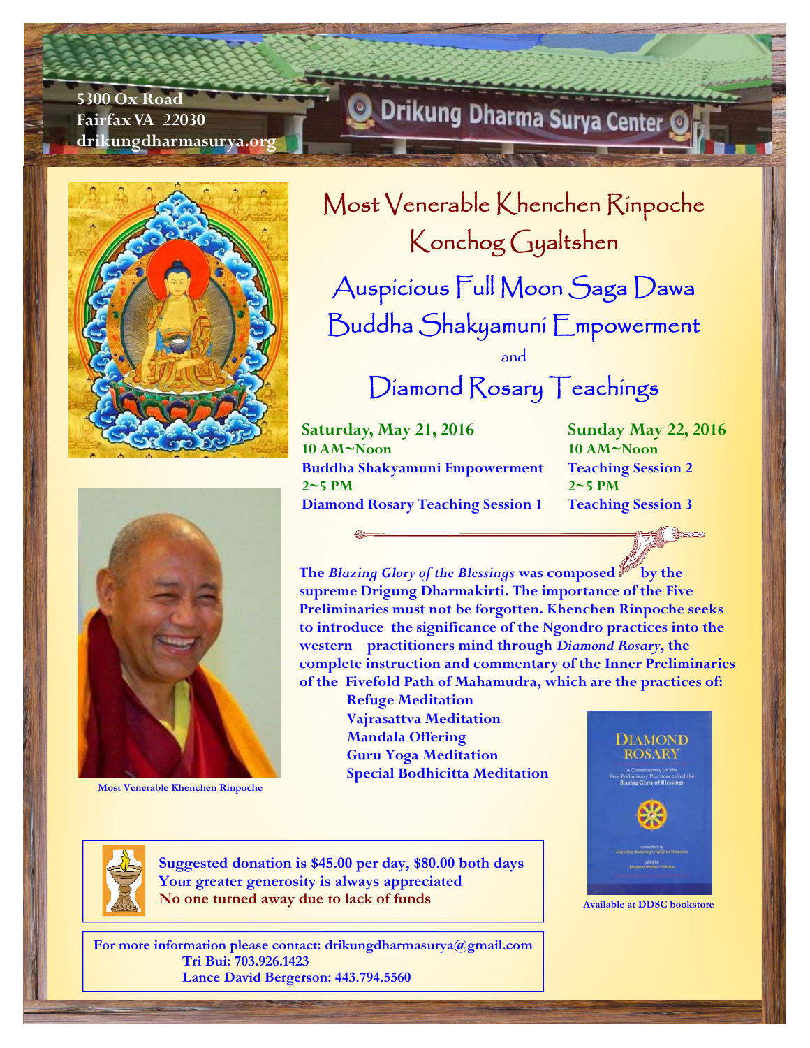5300 Ox Road
Fairfax VA 22030
drikungdharmasurya.org

Drikung Dharma Surya Center

# Most Venerable Khenchen Rinpoche Konchog Gyaltshen

## Auspicious Full Moon Saga Dawa Buddha Shakyamuni Empowerment

and

## Diamond Rosary Teachings

**Saturday, May 21, 2016**
**10 AM~Noon**
**Buddha Shakyamuni Empowerment**
**2~5 PM**
**Diamond Rosary Teaching Session 1**

**Sunday May 22, 2016**
**10 AM~Noon**
**Teaching Session 2**
**2~5 PM**
**Teaching Session 3**

**The *Blazing Glory of the Blessings* was composed by the supreme Drigung Dharmakirti. The importance of the Five Preliminaries must not be forgotten. Khenchen Rinpoche seeks to introduce the significance of the Ngondro practices into the western practitioners mind through *Diamond Rosary*, the complete instruction and commentary of the Inner Preliminaries of the Fivefold Path of Mahamudra, which are the practices of:**

- **Refuge Meditation**
- **Vajrasattva Meditation**
- **Mandala Offering**
- **Guru Yoga Meditation**
- **Special Bodhicitta Meditation**

Most Venerable Khenchen Rinpoche

DIAMOND ROSARY
A Commentary on the Five Preliminary Practices called the Blazing Glory of Blessings

Available at DDSC bookstore

**Suggested donation is $45.00 per day, $80.00 both days**
**Your greater generosity is always appreciated**
**No one turned away due to lack of funds**

**For more information please contact: drikungdharmasurya@gmail.com**
**Tri Bui: 703.926.1423**
**Lance David Bergerson: 443.794.5560**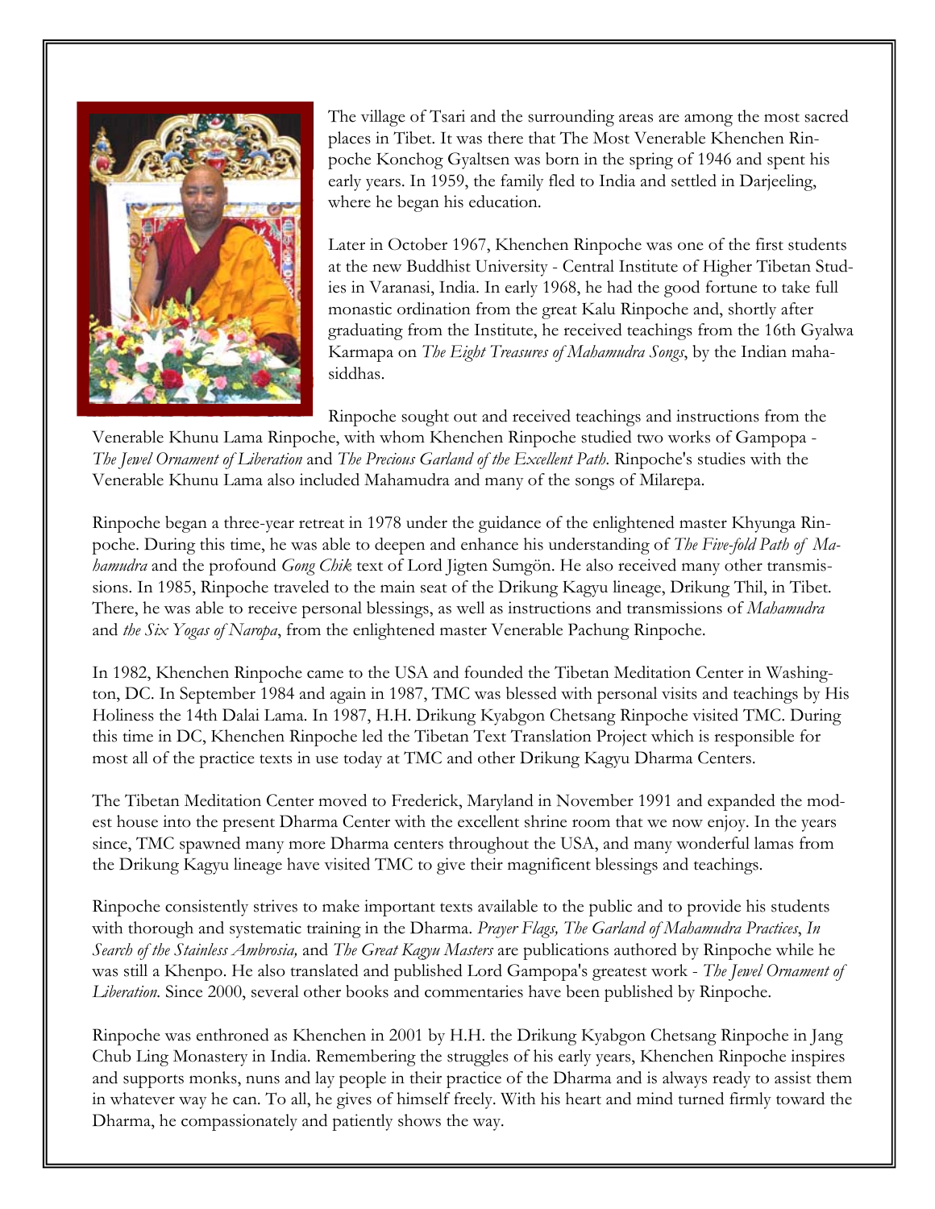The village of Tsari and the surrounding areas are among the most sacred places in Tibet. It was there that The Most Venerable Khenchen Rinpoche Konchog Gyaltsen was born in the spring of 1946 and spent his early years. In 1959, the family fled to India and settled in Darjeeling, where he began his education.

Later in October 1967, Khenchen Rinpoche was one of the first students at the new Buddhist University - Central Institute of Higher Tibetan Studies in Varanasi, India. In early 1968, he had the good fortune to take full monastic ordination from the great Kalu Rinpoche and, shortly after graduating from the Institute, he received teachings from the 16th Gyalwa Karmapa on *The Eight Treasures of Mahamudra Songs*, by the Indian mahasiddhas.

Rinpoche sought out and received teachings and instructions from the Venerable Khunu Lama Rinpoche, with whom Khenchen Rinpoche studied two works of Gampopa - *The Jewel Ornament of Liberation* and *The Precious Garland of the Excellent Path*. Rinpoche's studies with the Venerable Khunu Lama also included Mahamudra and many of the songs of Milarepa.

Rinpoche began a three-year retreat in 1978 under the guidance of the enlightened master Khyunga Rinpoche. During this time, he was able to deepen and enhance his understanding of *The Five-fold Path of Mahamudra* and the profound *Gong Chik* text of Lord Jigten Sumgön. He also received many other transmissions. In 1985, Rinpoche traveled to the main seat of the Drikung Kagyu lineage, Drikung Thil, in Tibet. There, he was able to receive personal blessings, as well as instructions and transmissions of *Mahamudra* and *the Six Yogas of Naropa*, from the enlightened master Venerable Pachung Rinpoche.

In 1982, Khenchen Rinpoche came to the USA and founded the Tibetan Meditation Center in Washington, DC. In September 1984 and again in 1987, TMC was blessed with personal visits and teachings by His Holiness the 14th Dalai Lama. In 1987, H.H. Drikung Kyabgon Chetsang Rinpoche visited TMC. During this time in DC, Khenchen Rinpoche led the Tibetan Text Translation Project which is responsible for most all of the practice texts in use today at TMC and other Drikung Kagyu Dharma Centers.

The Tibetan Meditation Center moved to Frederick, Maryland in November 1991 and expanded the modest house into the present Dharma Center with the excellent shrine room that we now enjoy. In the years since, TMC spawned many more Dharma centers throughout the USA, and many wonderful lamas from the Drikung Kagyu lineage have visited TMC to give their magnificent blessings and teachings.

Rinpoche consistently strives to make important texts available to the public and to provide his students with thorough and systematic training in the Dharma. *Prayer Flags, The Garland of Mahamudra Practices*, *In Search of the Stainless Ambrosia,* and *The Great Kagyu Masters* are publications authored by Rinpoche while he was still a Khenpo. He also translated and published Lord Gampopa's greatest work - *The Jewel Ornament of Liberation.* Since 2000, several other books and commentaries have been published by Rinpoche.

Rinpoche was enthroned as Khenchen in 2001 by H.H. the Drikung Kyabgon Chetsang Rinpoche in Jang Chub Ling Monastery in India. Remembering the struggles of his early years, Khenchen Rinpoche inspires and supports monks, nuns and lay people in their practice of the Dharma and is always ready to assist them in whatever way he can. To all, he gives of himself freely. With his heart and mind turned firmly toward the Dharma, he compassionately and patiently shows the way.